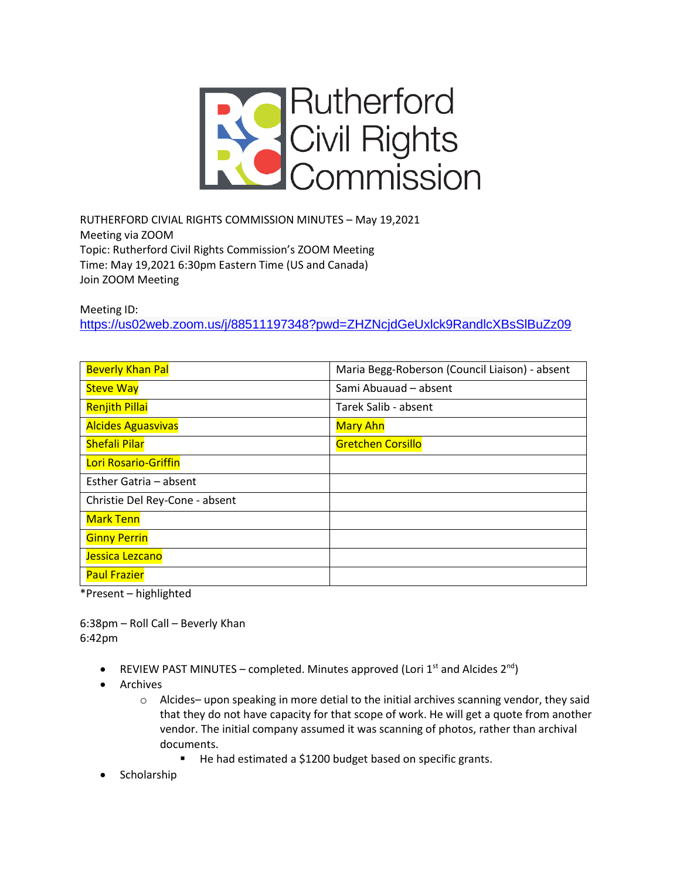# Rutherford Civil Rights Commission

RUTHERFORD CIVIAL RIGHTS COMMISSION MINUTES – May 19,2021
Meeting via ZOOM
Topic: Rutherford Civil Rights Commission's ZOOM Meeting
Time: May 19,2021 6:30pm Eastern Time (US and Canada)
Join ZOOM Meeting

Meeting ID:
https://us02web.zoom.us/j/88511197348?pwd=ZHZNcjdGeUxlck9RandlcXBsSlBuZz09

| | |
|---|---|
| Beverly Khan Pal | Maria Begg-Roberson (Council Liaison) - absent |
| Steve Way | Sami Abuauad – absent |
| Renjith Pillai | Tarek Salib - absent |
| Alcides Aguasvivas | Mary Ahn |
| Shefali Pilar | Gretchen Corsillo |
| Lori Rosario-Griffin | |
| Esther Gatria – absent | |
| Christie Del Rey-Cone - absent | |
| Mark Tenn | |
| Ginny Perrin | |
| Jessica Lezcano | |
| Paul Frazier | |

*Present – highlighted

6:38pm – Roll Call – Beverly Khan
6:42pm

- REVIEW PAST MINUTES – completed. Minutes approved (Lori 1st and Alcides 2nd)
- Archives
  - Alcides– upon speaking in more detial to the initial archives scanning vendor, they said that they do not have capacity for that scope of work. He will get a quote from another vendor. The initial company assumed it was scanning of photos, rather than archival documents.
    - He had estimated a $1200 budget based on specific grants.
- Scholarship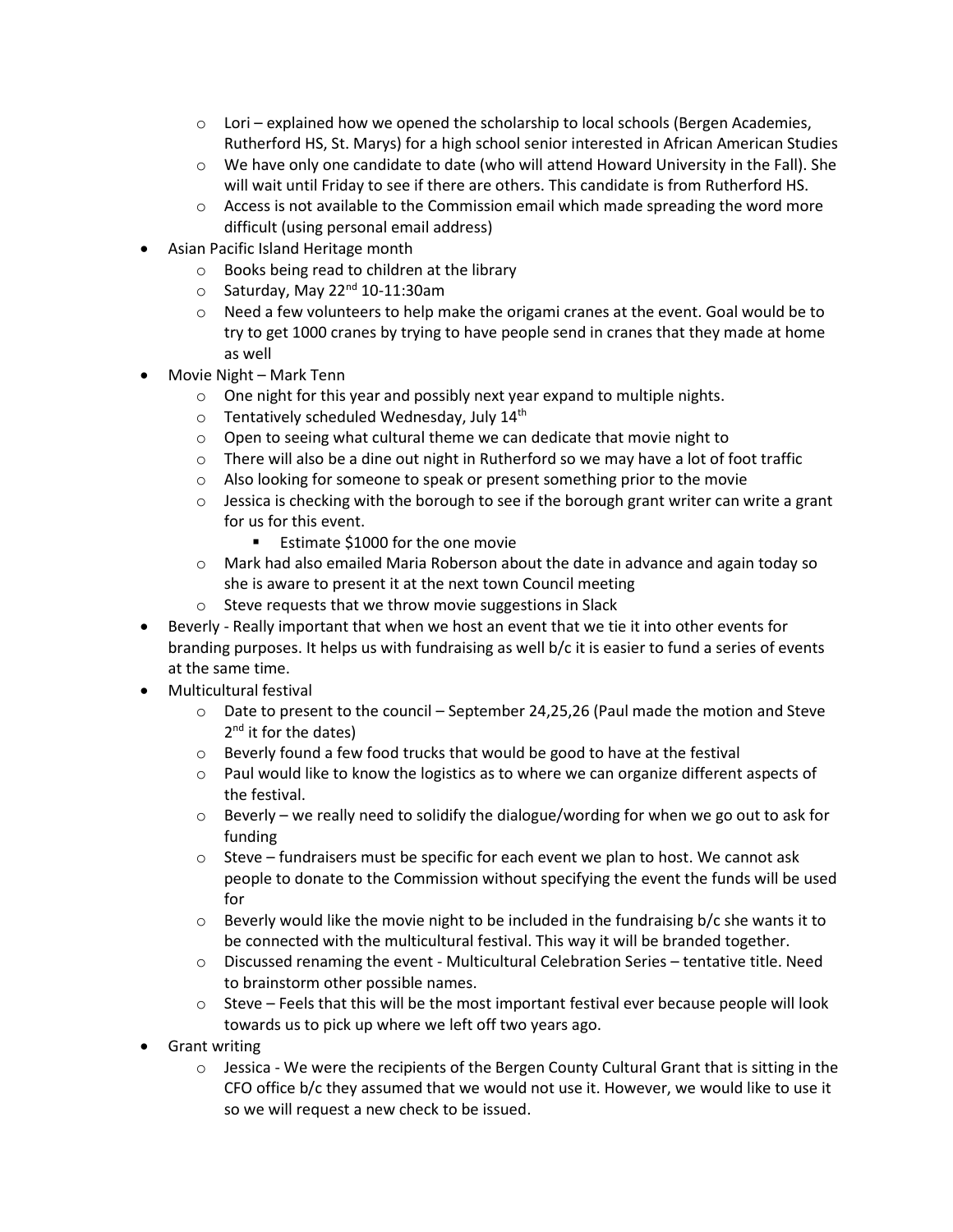- Lori – explained how we opened the scholarship to local schools (Bergen Academies, Rutherford HS, St. Marys) for a high school senior interested in African American Studies
  - We have only one candidate to date (who will attend Howard University in the Fall). She will wait until Friday to see if there are others. This candidate is from Rutherford HS.
  - Access is not available to the Commission email which made spreading the word more difficult (using personal email address)
- Asian Pacific Island Heritage month
  - Books being read to children at the library
  - Saturday, May 22nd 10-11:30am
  - Need a few volunteers to help make the origami cranes at the event. Goal would be to try to get 1000 cranes by trying to have people send in cranes that they made at home as well
- Movie Night – Mark Tenn
  - One night for this year and possibly next year expand to multiple nights.
  - Tentatively scheduled Wednesday, July 14th
  - Open to seeing what cultural theme we can dedicate that movie night to
  - There will also be a dine out night in Rutherford so we may have a lot of foot traffic
  - Also looking for someone to speak or present something prior to the movie
  - Jessica is checking with the borough to see if the borough grant writer can write a grant for us for this event.
    - Estimate $1000 for the one movie
  - Mark had also emailed Maria Roberson about the date in advance and again today so she is aware to present it at the next town Council meeting
  - Steve requests that we throw movie suggestions in Slack
- Beverly - Really important that when we host an event that we tie it into other events for branding purposes. It helps us with fundraising as well b/c it is easier to fund a series of events at the same time.
- Multicultural festival
  - Date to present to the council – September 24,25,26 (Paul made the motion and Steve 2nd it for the dates)
  - Beverly found a few food trucks that would be good to have at the festival
  - Paul would like to know the logistics as to where we can organize different aspects of the festival.
  - Beverly – we really need to solidify the dialogue/wording for when we go out to ask for funding
  - Steve – fundraisers must be specific for each event we plan to host. We cannot ask people to donate to the Commission without specifying the event the funds will be used for
  - Beverly would like the movie night to be included in the fundraising b/c she wants it to be connected with the multicultural festival. This way it will be branded together.
  - Discussed renaming the event - Multicultural Celebration Series – tentative title. Need to brainstorm other possible names.
  - Steve – Feels that this will be the most important festival ever because people will look towards us to pick up where we left off two years ago.
- Grant writing
  - Jessica - We were the recipients of the Bergen County Cultural Grant that is sitting in the CFO office b/c they assumed that we would not use it. However, we would like to use it so we will request a new check to be issued.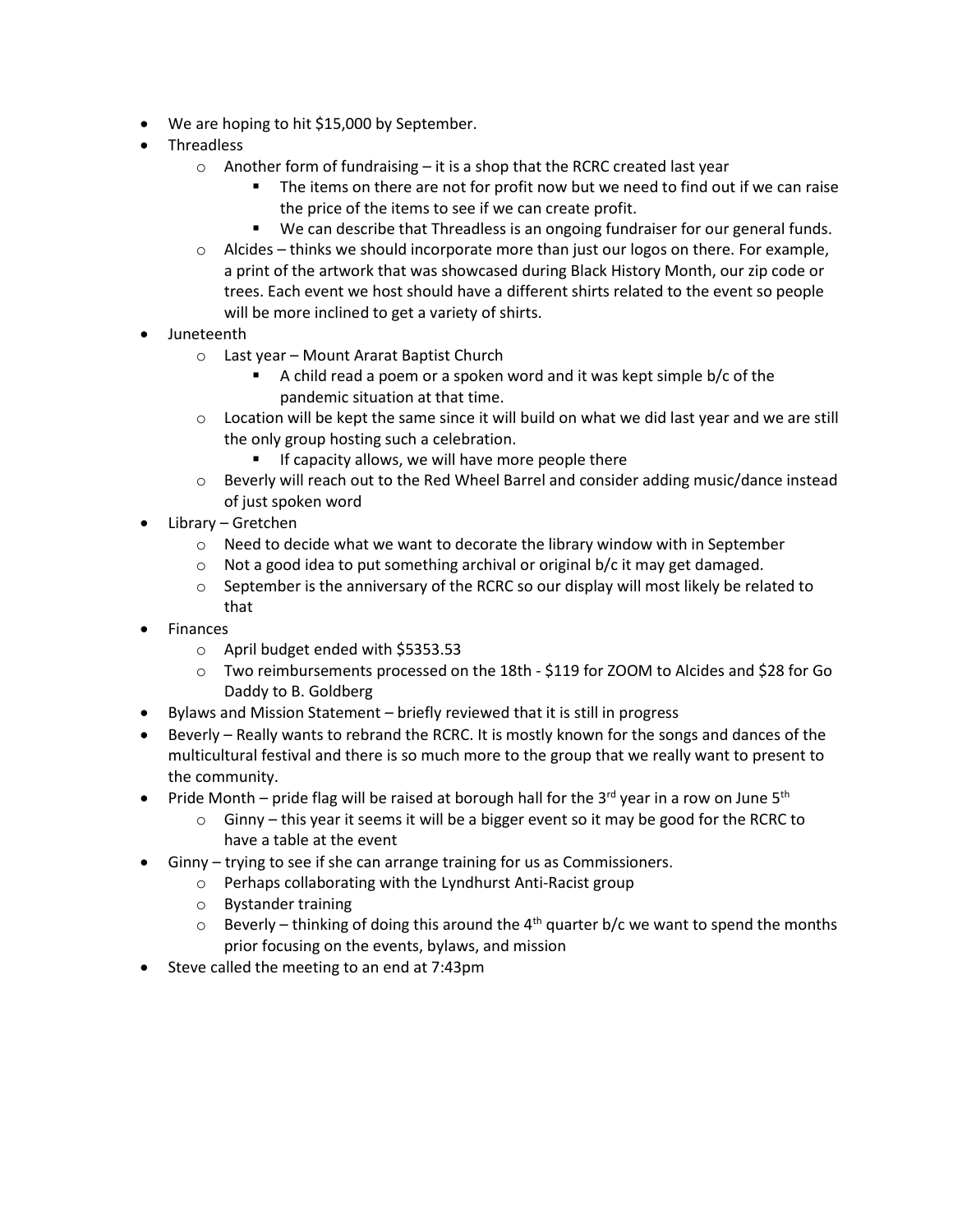- We are hoping to hit $15,000 by September.
- Threadless
    - Another form of fundraising – it is a shop that the RCRC created last year
        - The items on there are not for profit now but we need to find out if we can raise the price of the items to see if we can create profit.
        - We can describe that Threadless is an ongoing fundraiser for our general funds.
    - Alcides – thinks we should incorporate more than just our logos on there. For example, a print of the artwork that was showcased during Black History Month, our zip code or trees. Each event we host should have a different shirts related to the event so people will be more inclined to get a variety of shirts.
- Juneteenth
    - Last year – Mount Ararat Baptist Church
        - A child read a poem or a spoken word and it was kept simple b/c of the pandemic situation at that time.
    - Location will be kept the same since it will build on what we did last year and we are still the only group hosting such a celebration.
        - If capacity allows, we will have more people there
    - Beverly will reach out to the Red Wheel Barrel and consider adding music/dance instead of just spoken word
- Library – Gretchen
    - Need to decide what we want to decorate the library window with in September
    - Not a good idea to put something archival or original b/c it may get damaged.
    - September is the anniversary of the RCRC so our display will most likely be related to that
- Finances
    - April budget ended with $5353.53
    - Two reimbursements processed on the 18th - $119 for ZOOM to Alcides and $28 for Go Daddy to B. Goldberg
- Bylaws and Mission Statement – briefly reviewed that it is still in progress
- Beverly – Really wants to rebrand the RCRC. It is mostly known for the songs and dances of the multicultural festival and there is so much more to the group that we really want to present to the community.
- Pride Month – pride flag will be raised at borough hall for the 3rd year in a row on June 5th
    - Ginny – this year it seems it will be a bigger event so it may be good for the RCRC to have a table at the event
- Ginny – trying to see if she can arrange training for us as Commissioners.
    - Perhaps collaborating with the Lyndhurst Anti-Racist group
    - Bystander training
    - Beverly – thinking of doing this around the 4th quarter b/c we want to spend the months prior focusing on the events, bylaws, and mission
- Steve called the meeting to an end at 7:43pm